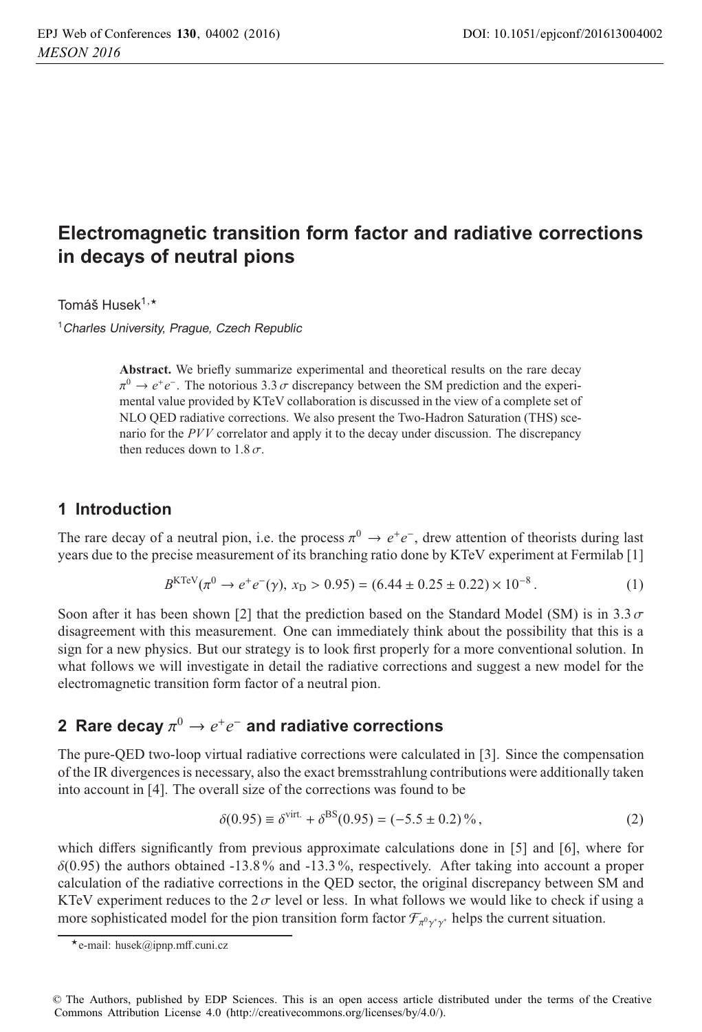# Electromagnetic transition form factor and radiative corrections in decays of neutral pions

Tomáš Husek[1,⋆]

[1]*Charles University, Prague, Czech Republic*

**Abstract.** We briefly summarize experimental and theoretical results on the rare decay $\pi^0 \to e^+e^-$. The notorious $3.3\,\sigma$ discrepancy between the SM prediction and the experimental value provided by KTeV collaboration is discussed in the view of a complete set of NLO QED radiative corrections. We also present the Two-Hadron Saturation (THS) scenario for the $PVV$ correlator and apply it to the decay under discussion. The discrepancy then reduces down to $1.8\,\sigma$.

## 1 Introduction

The rare decay of a neutral pion, i.e. the process $\pi^0 \to e^+e^-$, drew attention of theorists during last years due to the precise measurement of its branching ratio done by KTeV experiment at Fermilab [1]

$$B^{\text{KTeV}}(\pi^0 \to e^+e^-(\gamma),\ x_{\text{D}} > 0.95) = (6.44 \pm 0.25 \pm 0.22) \times 10^{-8}\,. \tag{1}$$

Soon after it has been shown [2] that the prediction based on the Standard Model (SM) is in $3.3\,\sigma$ disagreement with this measurement. One can immediately think about the possibility that this is a sign for a new physics. But our strategy is to look first properly for a more conventional solution. In what follows we will investigate in detail the radiative corrections and suggest a new model for the electromagnetic transition form factor of a neutral pion.

## 2 Rare decay $\pi^0 \to e^+e^-$ and radiative corrections

The pure-QED two-loop virtual radiative corrections were calculated in [3]. Since the compensation of the IR divergences is necessary, also the exact bremsstrahlung contributions were additionally taken into account in [4]. The overall size of the corrections was found to be

$$\delta(0.95) \equiv \delta^{\text{virt.}} + \delta^{\text{BS}}(0.95) = (-5.5 \pm 0.2)\,\%\,, \tag{2}$$

which differs significantly from previous approximate calculations done in [5] and [6], where for $\delta(0.95)$ the authors obtained -13.8 % and -13.3 %, respectively. After taking into account a proper calculation of the radiative corrections in the QED sector, the original discrepancy between SM and KTeV experiment reduces to the $2\,\sigma$ level or less. In what follows we would like to check if using a more sophisticated model for the pion transition form factor $\mathcal{F}_{\pi^0\gamma^*\gamma^*}$ helps the current situation.

⋆e-mail: husek@ipnp.mff.cuni.cz

© The Authors, published by EDP Sciences. This is an open access article distributed under the terms of the Creative Commons Attribution License 4.0 (http://creativecommons.org/licenses/by/4.0/).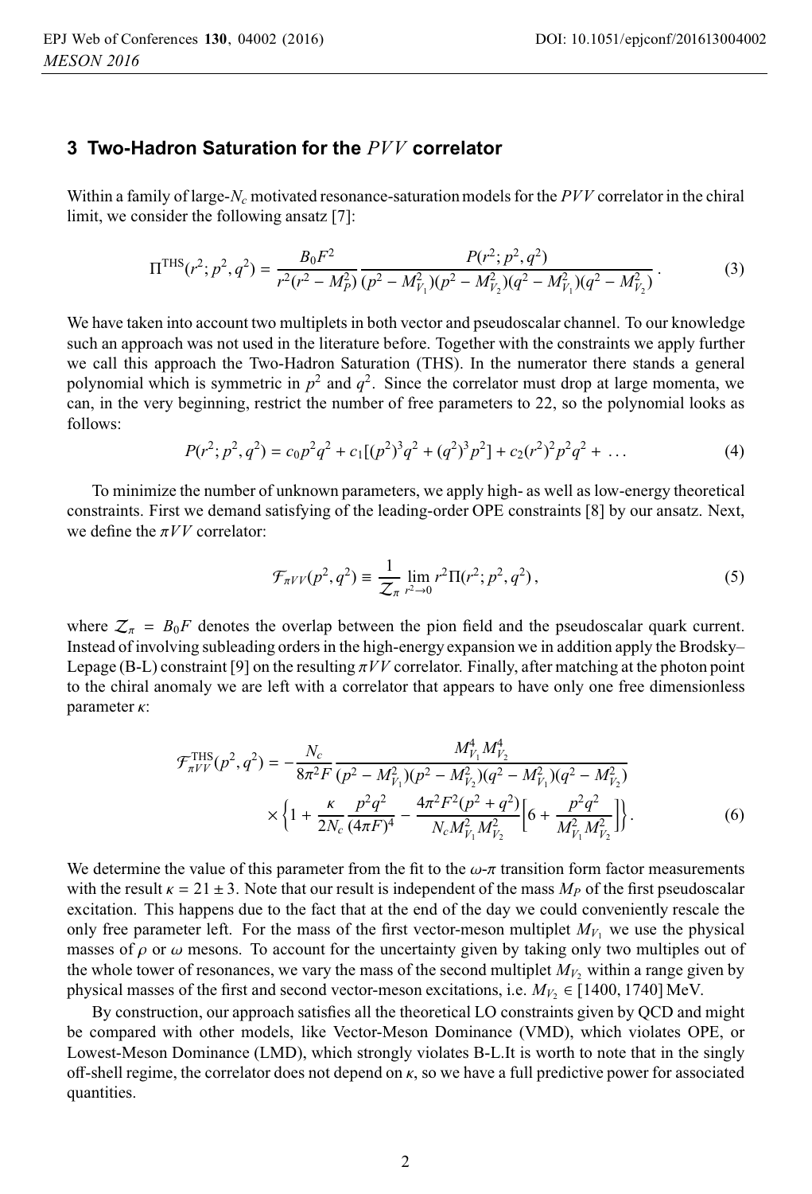## 3 Two-Hadron Saturation for the $PVV$ correlator

Within a family of large-$N_c$ motivated resonance-saturation models for the $PVV$ correlator in the chiral limit, we consider the following ansatz [7]:

$$\Pi^{\mathrm{THS}}(r^2; p^2, q^2) = \frac{B_0 F^2}{r^2(r^2 - M_P^2)} \frac{P(r^2; p^2, q^2)}{(p^2 - M_{V_1}^2)(p^2 - M_{V_2}^2)(q^2 - M_{V_1}^2)(q^2 - M_{V_2}^2)} . \tag{3}$$

We have taken into account two multiplets in both vector and pseudoscalar channel. To our knowledge such an approach was not used in the literature before. Together with the constraints we apply further we call this approach the Two-Hadron Saturation (THS). In the numerator there stands a general polynomial which is symmetric in $p^2$ and $q^2$. Since the correlator must drop at large momenta, we can, in the very beginning, restrict the number of free parameters to 22, so the polynomial looks as follows:

$$P(r^2; p^2, q^2) = c_0 p^2 q^2 + c_1[(p^2)^3 q^2 + (q^2)^3 p^2] + c_2 (r^2)^2 p^2 q^2 + \ \dots \tag{4}$$

To minimize the number of unknown parameters, we apply high- as well as low-energy theoretical constraints. First we demand satisfying of the leading-order OPE constraints [8] by our ansatz. Next, we define the $\pi VV$ correlator:

$$\mathcal{F}_{\pi VV}(p^2, q^2) \equiv \frac{1}{\mathcal{Z}_\pi} \lim_{r^2 \to 0} r^2 \Pi(r^2; p^2, q^2) , \tag{5}$$

where $\mathcal{Z}_\pi = B_0 F$ denotes the overlap between the pion field and the pseudoscalar quark current. Instead of involving subleading orders in the high-energy expansion we in addition apply the Brodsky–Lepage (B-L) constraint [9] on the resulting $\pi VV$ correlator. Finally, after matching at the photon point to the chiral anomaly we are left with a correlator that appears to have only one free dimensionless parameter $\kappa$:

$$\begin{aligned}
\mathcal{F}_{\pi VV}^{\mathrm{THS}}(p^2, q^2) = &-\frac{N_c}{8\pi^2 F} \frac{M_{V_1}^4 M_{V_2}^4}{(p^2 - M_{V_1}^2)(p^2 - M_{V_2}^2)(q^2 - M_{V_1}^2)(q^2 - M_{V_2}^2)} \\
&\times \left\{ 1 + \frac{\kappa}{2N_c} \frac{p^2 q^2}{(4\pi F)^4} - \frac{4\pi^2 F^2 (p^2 + q^2)}{N_c M_{V_1}^2 M_{V_2}^2} \left[ 6 + \frac{p^2 q^2}{M_{V_1}^2 M_{V_2}^2} \right] \right\}.
\end{aligned} \tag{6}$$

We determine the value of this parameter from the fit to the $\omega$-$\pi$ transition form factor measurements with the result $\kappa = 21 \pm 3$. Note that our result is independent of the mass $M_P$ of the first pseudoscalar excitation. This happens due to the fact that at the end of the day we could conveniently rescale the only free parameter left. For the mass of the first vector-meson multiplet $M_{V_1}$ we use the physical masses of $\rho$ or $\omega$ mesons. To account for the uncertainty given by taking only two multiples out of the whole tower of resonances, we vary the mass of the second multiplet $M_{V_2}$ within a range given by physical masses of the first and second vector-meson excitations, i.e. $M_{V_2} \in [1400, 1740]$ MeV.

By construction, our approach satisfies all the theoretical LO constraints given by QCD and might be compared with other models, like Vector-Meson Dominance (VMD), which violates OPE, or Lowest-Meson Dominance (LMD), which strongly violates B-L.It is worth to note that in the singly off-shell regime, the correlator does not depend on $\kappa$, so we have a full predictive power for associated quantities.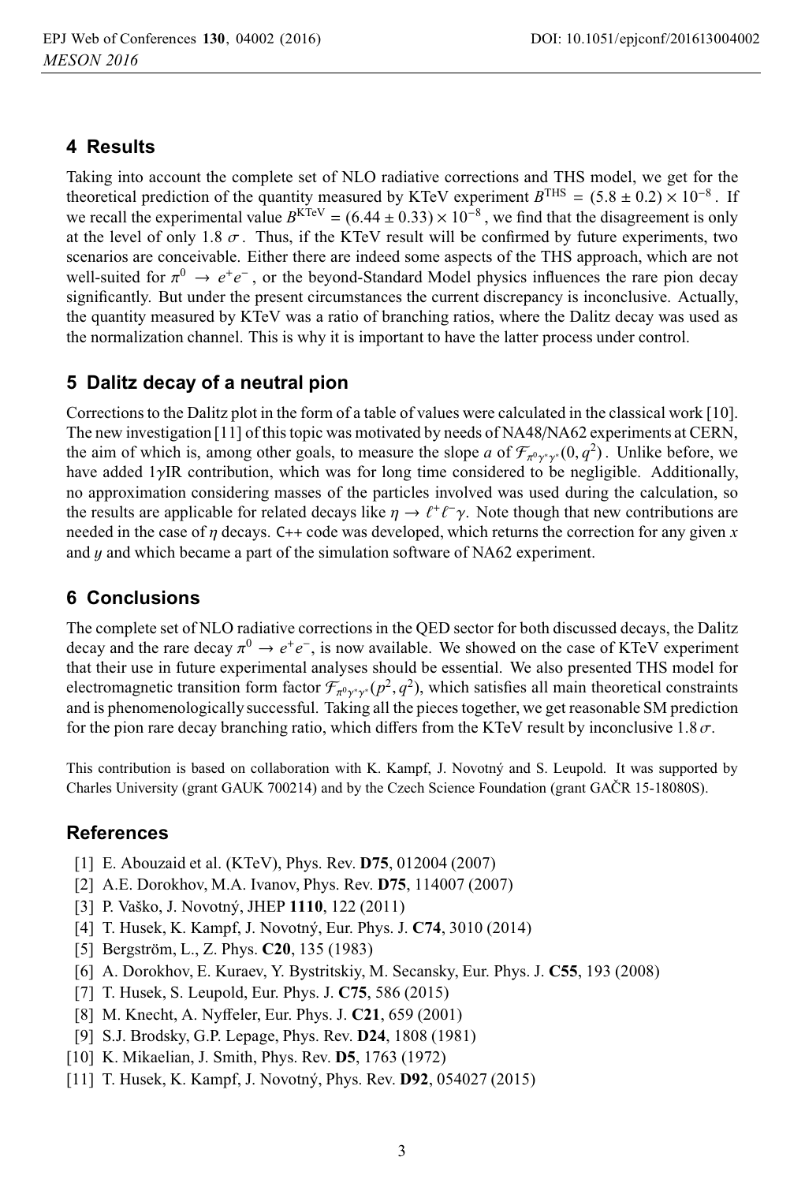## 4 Results

Taking into account the complete set of NLO radiative corrections and THS model, we get for the theoretical prediction of the quantity measured by KTeV experiment $B^{\text{THS}} = (5.8 \pm 0.2) \times 10^{-8}$ . If we recall the experimental value $B^{\text{KTeV}} = (6.44 \pm 0.33) \times 10^{-8}$ , we find that the disagreement is only at the level of only $1.8\,\sigma$ . Thus, if the KTeV result will be confirmed by future experiments, two scenarios are conceivable. Either there are indeed some aspects of the THS approach, which are not well-suited for $\pi^0 \to e^+e^-$ , or the beyond-Standard Model physics influences the rare pion decay significantly. But under the present circumstances the current discrepancy is inconclusive. Actually, the quantity measured by KTeV was a ratio of branching ratios, where the Dalitz decay was used as the normalization channel. This is why it is important to have the latter process under control.

## 5 Dalitz decay of a neutral pion

Corrections to the Dalitz plot in the form of a table of values were calculated in the classical work [10]. The new investigation [11] of this topic was motivated by needs of NA48/NA62 experiments at CERN, the aim of which is, among other goals, to measure the slope $a$ of $\mathcal{F}_{\pi^0\gamma^*\gamma^*}(0, q^2)$ . Unlike before, we have added 1$\gamma$IR contribution, which was for long time considered to be negligible. Additionally, no approximation considering masses of the particles involved was used during the calculation, so the results are applicable for related decays like $\eta \to \ell^+\ell^-\gamma$. Note though that new contributions are needed in the case of $\eta$ decays. C++ code was developed, which returns the correction for any given $x$ and $y$ and which became a part of the simulation software of NA62 experiment.

## 6 Conclusions

The complete set of NLO radiative corrections in the QED sector for both discussed decays, the Dalitz decay and the rare decay $\pi^0 \to e^+e^-$, is now available. We showed on the case of KTeV experiment that their use in future experimental analyses should be essential. We also presented THS model for electromagnetic transition form factor $\mathcal{F}_{\pi^0\gamma^*\gamma^*}(p^2, q^2)$, which satisfies all main theoretical constraints and is phenomenologically successful. Taking all the pieces together, we get reasonable SM prediction for the pion rare decay branching ratio, which differs from the KTeV result by inconclusive $1.8\,\sigma$.

This contribution is based on collaboration with K. Kampf, J. Novotný and S. Leupold. It was supported by Charles University (grant GAUK 700214) and by the Czech Science Foundation (grant GAČR 15-18080S).

## References

[1] E. Abouzaid et al. (KTeV), Phys. Rev. **D75**, 012004 (2007)

[2] A.E. Dorokhov, M.A. Ivanov, Phys. Rev. **D75**, 114007 (2007)

[3] P. Vaško, J. Novotný, JHEP **1110**, 122 (2011)

[4] T. Husek, K. Kampf, J. Novotný, Eur. Phys. J. **C74**, 3010 (2014)

[5] Bergström, L., Z. Phys. **C20**, 135 (1983)

[6] A. Dorokhov, E. Kuraev, Y. Bystritskiy, M. Secansky, Eur. Phys. J. **C55**, 193 (2008)

[7] T. Husek, S. Leupold, Eur. Phys. J. **C75**, 586 (2015)

[8] M. Knecht, A. Nyffeler, Eur. Phys. J. **C21**, 659 (2001)

[9] S.J. Brodsky, G.P. Lepage, Phys. Rev. **D24**, 1808 (1981)

[10] K. Mikaelian, J. Smith, Phys. Rev. **D5**, 1763 (1972)

[11] T. Husek, K. Kampf, J. Novotný, Phys. Rev. **D92**, 054027 (2015)